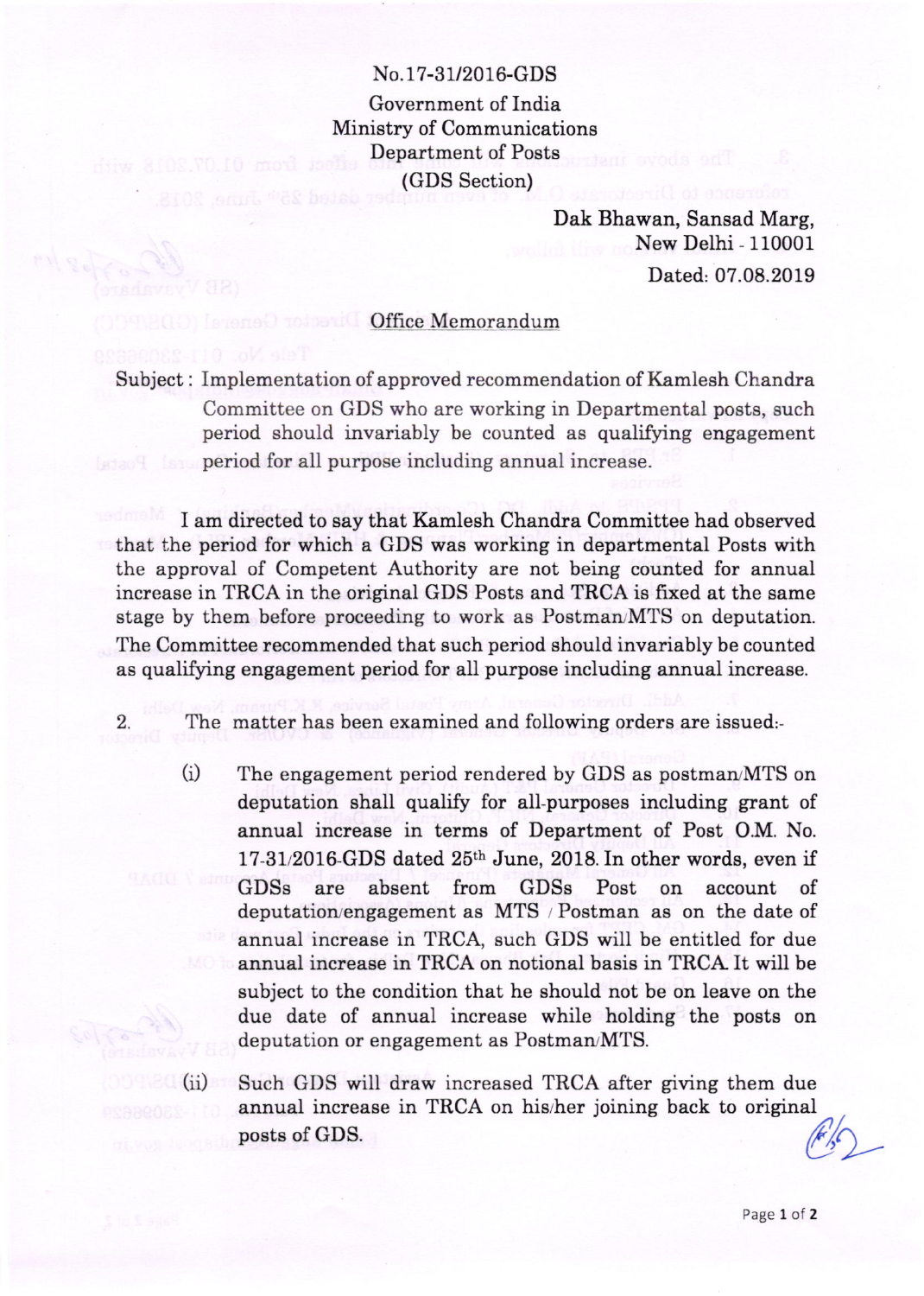No.17-31/2016-GDS

Government of India

Ministry of Communications

Department of Posts

(GDS Section)

Dak Bhawan, Sansad Marg,

New Delhi - 110001

Dated: 07.08.2019

## Office Memorandum

Subject : Implementation of approved recommendation of Kamlesh Chandra Committee on GDS who are working in Departmental posts, such period should invariably be counted as qualifying engagement period for all purpose including annual increase.

I am directed to say that Kamlesh Chandra Committee had observed that the period for which a GDS was working in departmental Posts with the approval of Competent Authority are not being counted for annual increase in TRCA in the original GDS Posts and TRCA is fixed at the same stage by them before proceeding to work as Postman/MTS on deputation. The Committee recommended that such period should invariably be counted as qualifying engagement period for all purpose including annual increase.

2. The matter has been examined and following orders are issued:-

(i) The engagement period rendered by GDS as postman/MTS on deputation shall qualify for all-purposes including grant of annual increase in terms of Department of Post O.M. No. 17-31/2016-GDS dated 25th June, 2018. In other words, even if GDSs are absent from GDSs Post on account of deputation/engagement as MTS / Postman as on the date of annual increase in TRCA, such GDS will be entitled for due annual increase in TRCA on notional basis in TRCA. It will be subject to the condition that he should not be on leave on the due date of annual increase while holding the posts on deputation or engagement as Postman/MTS.

(ii) Such GDS will draw increased TRCA after giving them due annual increase in TRCA on his/her joining back to original posts of GDS.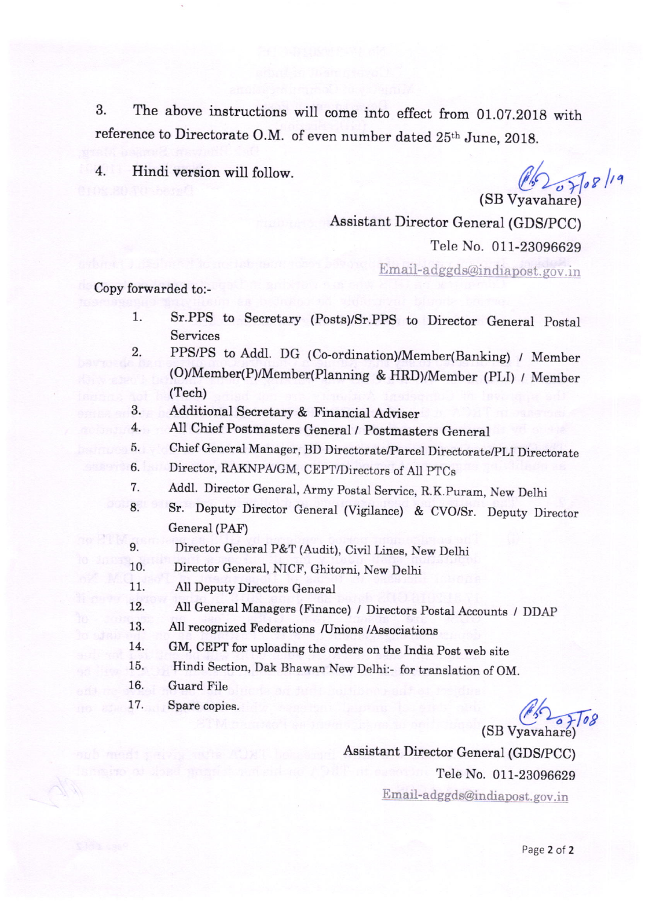3. The above instructions will come into effect from 01.07.2018 with reference to Directorate O.M. of even number dated 25th June, 2018.

4. Hindi version will follow.

07/08/19

(SB Vyavahare)

Assistant Director General (GDS/PCC)

Tele No. 011-23096629

Email-adggds@indiapost.gov.in

Copy forwarded to:-

1. Sr.PPS to Secretary (Posts)/Sr.PPS to Director General Postal Services
2. PPS/PS to Addl. DG (Co-ordination)/Member(Banking) / Member (O)/Member(P)/Member(Planning & HRD)/Member (PLI) / Member (Tech)
3. Additional Secretary & Financial Adviser
4. All Chief Postmasters General / Postmasters General
5. Chief General Manager, BD Directorate/Parcel Directorate/PLI Directorate
6. Director, RAKNPA/GM, CEPT/Directors of All PTCs
7. Addl. Director General, Army Postal Service, R.K.Puram, New Delhi
8. Sr. Deputy Director General (Vigilance) & CVO/Sr. Deputy Director General (PAF)
9. Director General P&T (Audit), Civil Lines, New Delhi
10. Director General, NICF, Ghitorni, New Delhi
11. All Deputy Directors General
12. All General Managers (Finance) / Directors Postal Accounts / DDAP
13. All recognized Federations /Unions /Associations
14. GM, CEPT for uploading the orders on the India Post web site
15. Hindi Section, Dak Bhawan New Delhi:- for translation of OM.
16. Guard File
17. Spare copies.

07/08

(SB Vyavahare)

Assistant Director General (GDS/PCC)

Tele No. 011-23096629

Email-adggds@indiapost.gov.in